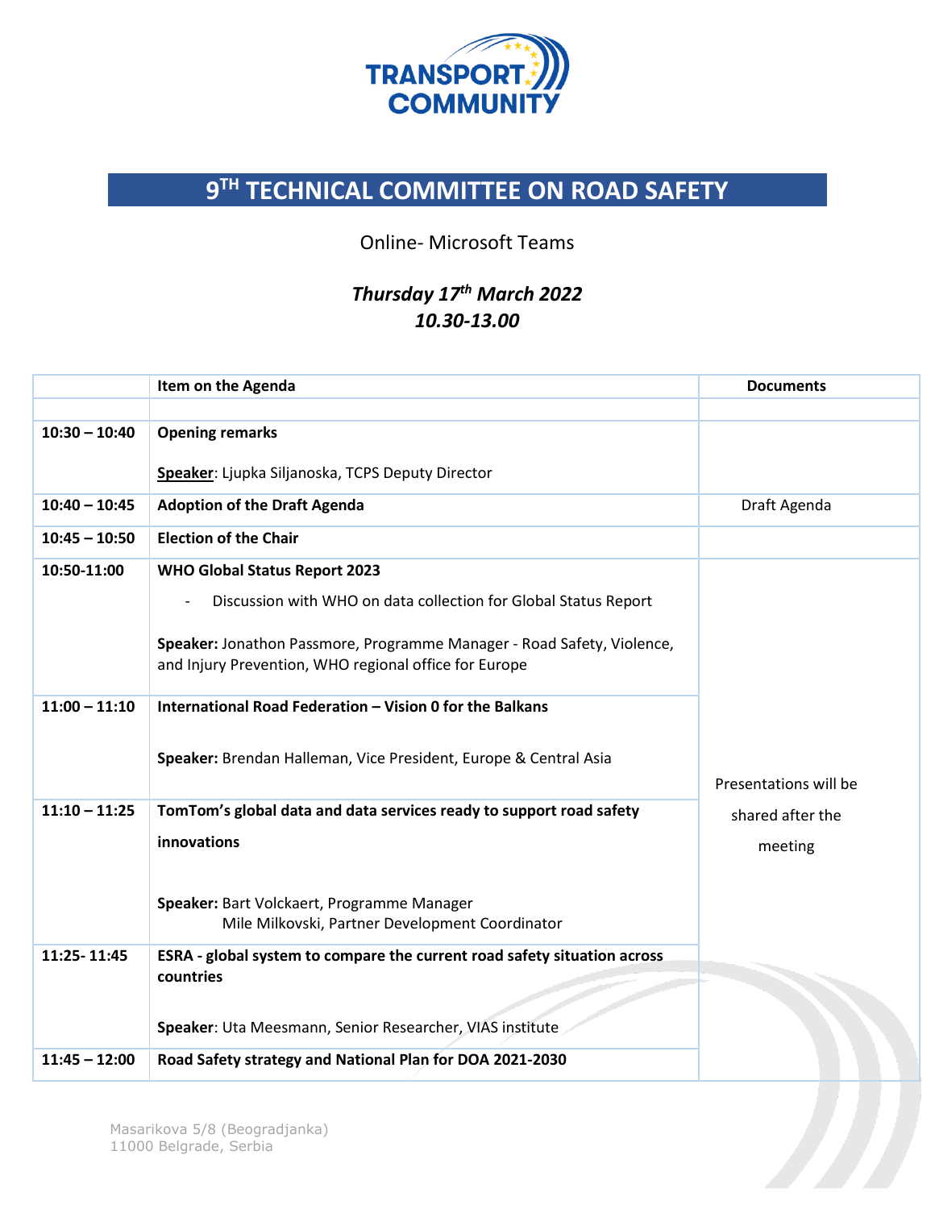TRANSPORT COMMUNITY

# 9[TH] TECHNICAL COMMITTEE ON ROAD SAFETY

Online- Microsoft Teams

***Thursday 17th March 2022***
***10.30-13.00***

| | Item on the Agenda | Documents |
|---|---|---|
| | | |
| **10:30 – 10:40** | **Opening remarks**<br><br>**Speaker**: Ljupka Siljanoska, TCPS Deputy Director | |
| **10:40 – 10:45** | **Adoption of the Draft Agenda** | Draft Agenda |
| **10:45 – 10:50** | **Election of the Chair** | |
| **10:50-11:00** | **WHO Global Status Report 2023**<br>- Discussion with WHO on data collection for Global Status Report<br><br>**Speaker:** Jonathon Passmore, Programme Manager - Road Safety, Violence, and Injury Prevention, WHO regional office for Europe | Presentations will be shared after the meeting |
| **11:00 – 11:10** | **International Road Federation – Vision 0 for the Balkans**<br><br>**Speaker:** Brendan Halleman, Vice President, Europe & Central Asia | |
| **11:10 – 11:25** | **TomTom's global data and data services ready to support road safety innovations**<br><br>**Speaker:** Bart Volckaert, Programme Manager<br>Mile Milkovski, Partner Development Coordinator | |
| **11:25- 11:45** | **ESRA - global system to compare the current road safety situation across countries**<br><br>**Speaker**: Uta Meesmann, Senior Researcher, VIAS institute | |
| **11:45 – 12:00** | **Road Safety strategy and National Plan for DOA 2021-2030** | |

Masarikova 5/8 (Beogradjanka)
11000 Belgrade, Serbia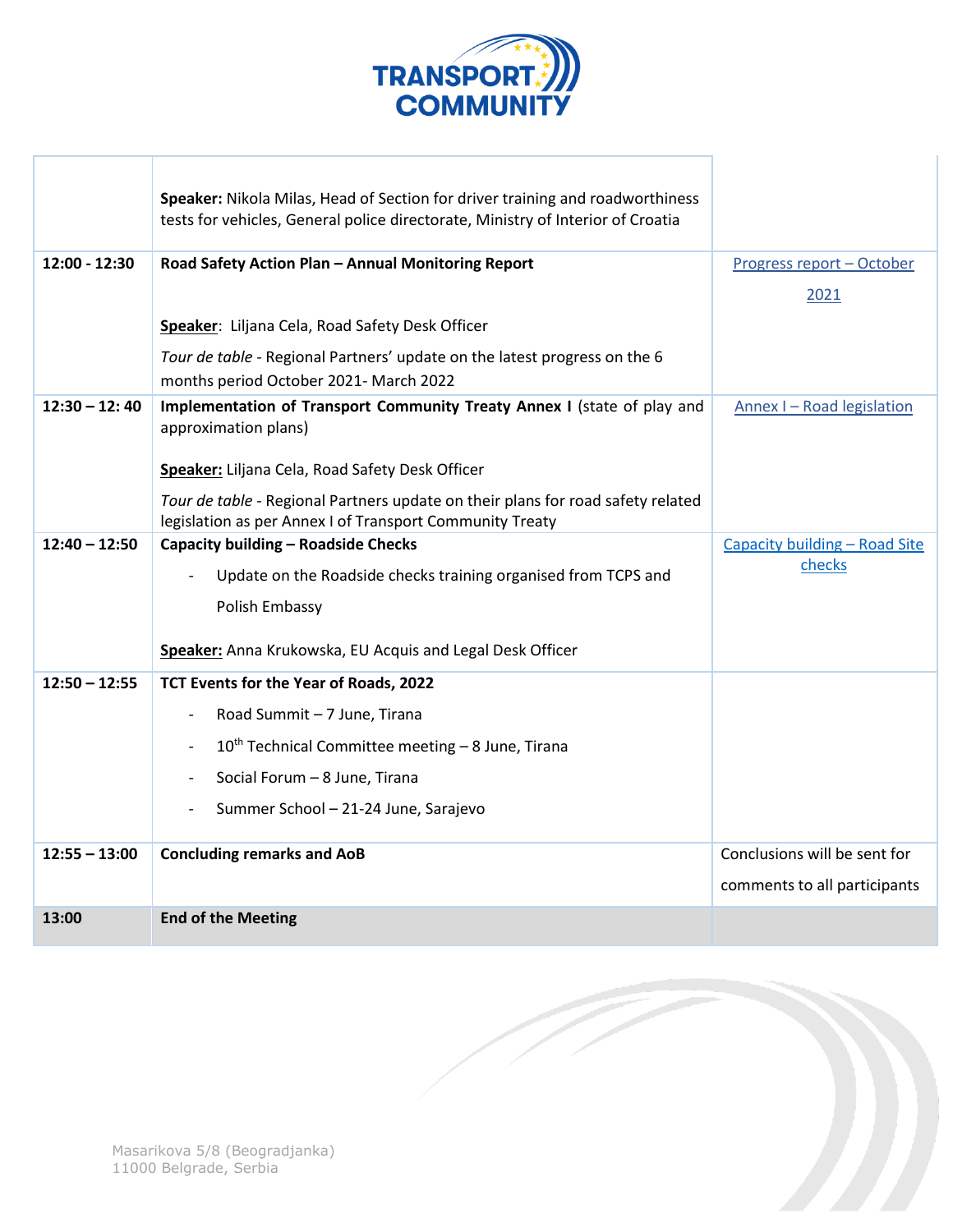| | | |
|---|---|---|
| | **Speaker:** Nikola Milas, Head of Section for driver training and roadworthiness tests for vehicles, General police directorate, Ministry of Interior of Croatia | |
| **12:00 - 12:30** | **Road Safety Action Plan – Annual Monitoring Report**<br><br>**Speaker**: Liljana Cela, Road Safety Desk Officer<br><br>*Tour de table* - Regional Partners' update on the latest progress on the 6 months period October 2021- March 2022 | Progress report – October 2021 |
| **12:30 – 12: 40** | **Implementation of Transport Community Treaty Annex I** (state of play and approximation plans)<br><br>**Speaker:** Liljana Cela, Road Safety Desk Officer<br><br>*Tour de table* - Regional Partners update on their plans for road safety related legislation as per Annex I of Transport Community Treaty | Annex I – Road legislation |
| **12:40 – 12:50** | **Capacity building – Roadside Checks**<br>- Update on the Roadside checks training organised from TCPS and Polish Embassy<br><br>**Speaker:** Anna Krukowska, EU Acquis and Legal Desk Officer | Capacity building – Road Site checks |
| **12:50 – 12:55** | **TCT Events for the Year of Roads, 2022**<br>- Road Summit – 7 June, Tirana<br>- 10th Technical Committee meeting – 8 June, Tirana<br>- Social Forum – 8 June, Tirana<br>- Summer School – 21-24 June, Sarajevo | |
| **12:55 – 13:00** | **Concluding remarks and AoB** | Conclusions will be sent for comments to all participants |
| **13:00** | **End of the Meeting** | |

Masarikova 5/8 (Beogradjanka)
11000 Belgrade, Serbia